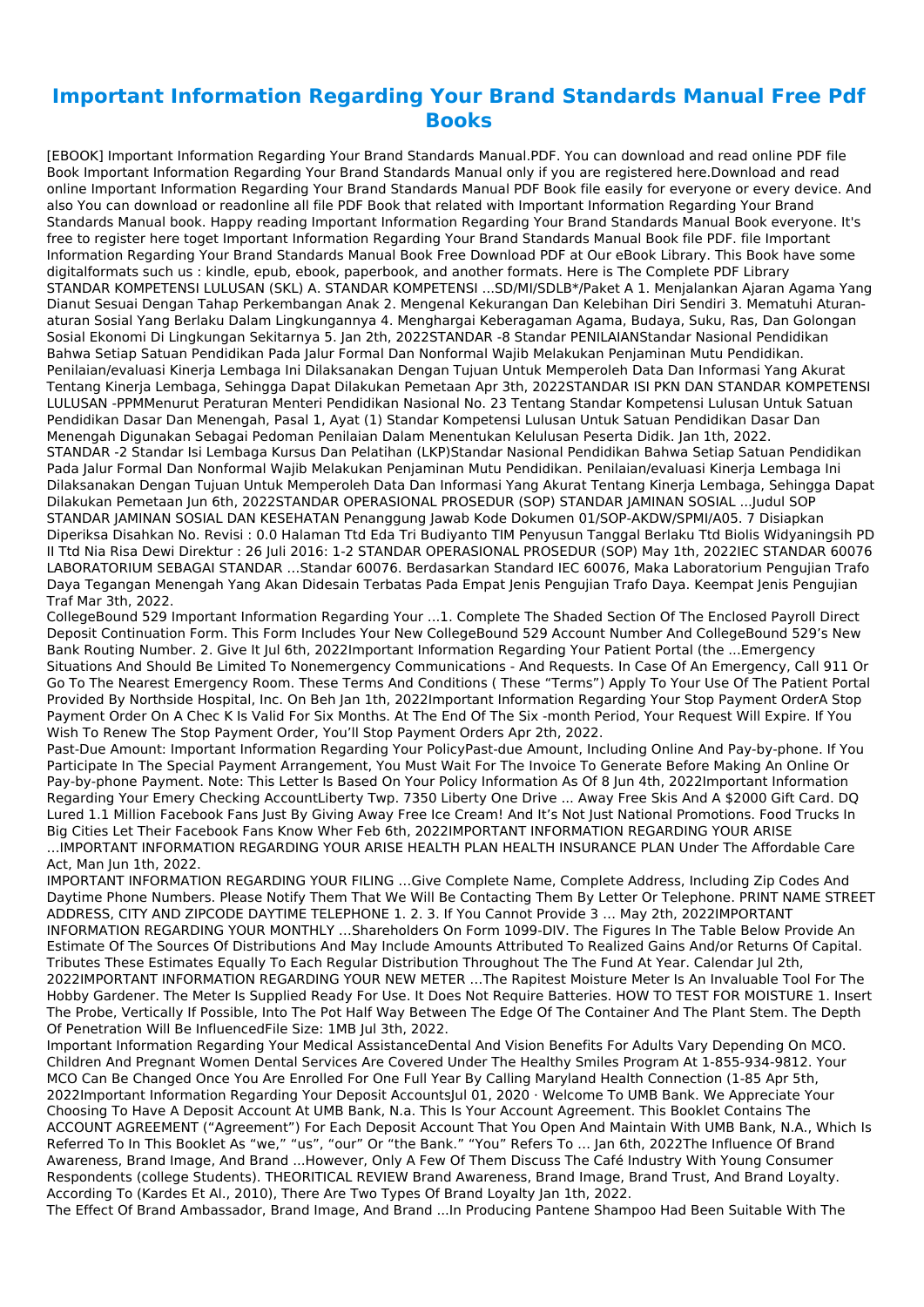# Important Information Regarding Your Brand Standards Manual Free Pdf Books

[EBOOK] Important Information Regarding Your Brand Standards Manual.PDF. You can download and read online PDF file Book Important Information Regarding Your Brand Standards Manual only if you are registered here.Download and read online Important Information Regarding Your Brand Standards Manual PDF Book file easily for everyone or every device. And also You can download or readonline all file PDF Book that related with Important Information Regarding Your Brand Standards Manual book. Happy reading Important Information Regarding Your Brand Standards Manual Book everyone. It's free to register here toget Important Information Regarding Your Brand Standards Manual Book file PDF. file Important Information Regarding Your Brand Standards Manual Book Free Download PDF at Our eBook Library. This Book have some digitalformats such us : kindle, epub, ebook, paperbook, and another formats. Here is The Complete PDF Library

STANDAR KOMPETENSI LULUSAN (SKL) A. STANDAR KOMPETENSI ...SD/MI/SDLB*/Paket A 1. Menjalankan Ajaran Agama Yang Dianut Sesuai Dengan Tahap Perkembangan Anak 2. Mengenal Kekurangan Dan Kelebihan Diri Sendiri 3. Mematuhi Aturan-aturan Sosial Yang Berlaku Dalam Lingkungannya 4. Menghargai Keberagaman Agama, Budaya, Suku, Ras, Dan Golongan Sosial Ekonomi Di Lingkungan Sekitarnya 5. Jan 2th, 2022STANDAR -8 Standar PENILAIANStandar Nasional Pendidikan Bahwa Setiap Satuan Pendidikan Pada Jalur Formal Dan Nonformal Wajib Melakukan Penjaminan Mutu Pendidikan. Penilaian/evaluasi Kinerja Lembaga Ini Dilaksanakan Dengan Tujuan Untuk Memperoleh Data Dan Informasi Yang Akurat Tentang Kinerja Lembaga, Sehingga Dapat Dilakukan Pemetaan Apr 3th, 2022STANDAR ISI PKN DAN STANDAR KOMPETENSI LULUSAN -PPMMenurut Peraturan Menteri Pendidikan Nasional No. 23 Tentang Standar Kompetensi Lulusan Untuk Satuan Pendidikan Dasar Dan Menengah, Pasal 1, Ayat (1) Standar Kompetensi Lulusan Untuk Satuan Pendidikan Dasar Dan Menengah Digunakan Sebagai Pedoman Penilaian Dalam Menentukan Kelulusan Peserta Didik. Jan 1th, 2022.

STANDAR -2 Standar Isi Lembaga Kursus Dan Pelatihan (LKP)Standar Nasional Pendidikan Bahwa Setiap Satuan Pendidikan Pada Jalur Formal Dan Nonformal Wajib Melakukan Penjaminan Mutu Pendidikan. Penilaian/evaluasi Kinerja Lembaga Ini Dilaksanakan Dengan Tujuan Untuk Memperoleh Data Dan Informasi Yang Akurat Tentang Kinerja Lembaga, Sehingga Dapat Dilakukan Pemetaan Jun 6th, 2022STANDAR OPERASIONAL PROSEDUR (SOP) STANDAR JAMINAN SOSIAL ...Judul SOP STANDAR JAMINAN SOSIAL DAN KESEHATAN Penanggung Jawab Kode Dokumen 01/SOP-AKDW/SPMI/A05. 7 Disiapkan Diperiksa Disahkan No. Revisi : 0.0 Halaman Ttd Eda Tri Budiyanto TIM Penyusun Tanggal Berlaku Ttd Biolis Widyaningsih PD II Ttd Nia Risa Dewi Direktur : 26 Juli 2016: 1-2 STANDAR OPERASIONAL PROSEDUR (SOP) May 1th, 2022IEC STANDAR 60076 LABORATORIUM SEBAGAI STANDAR ...Standar 60076. Berdasarkan Standard IEC 60076, Maka Laboratorium Pengujian Trafo Daya Tegangan Menengah Yang Akan Didesain Terbatas Pada Empat Jenis Pengujian Trafo Daya. Keempat Jenis Pengujian Traf Mar 3th, 2022.

CollegeBound 529 Important Information Regarding Your ...1. Complete The Shaded Section Of The Enclosed Payroll Direct Deposit Continuation Form. This Form Includes Your New CollegeBound 529 Account Number And CollegeBound 529's New Bank Routing Number. 2. Give It Jul 6th, 2022Important Information Regarding Your Patient Portal (the ...Emergency Situations And Should Be Limited To Nonemergency Communications - And Requests. In Case Of An Emergency, Call 911 Or Go To The Nearest Emergency Room. These Terms And Conditions ( These "Terms") Apply To Your Use Of The Patient Portal Provided By Northside Hospital, Inc. On Beh Jan 1th, 2022Important Information Regarding Your Stop Payment OrderA Stop Payment Order On A Chec K Is Valid For Six Months. At The End Of The Six -month Period, Your Request Will Expire. If You Wish To Renew The Stop Payment Order, You'll Stop Payment Orders Apr 2th, 2022.

Past-Due Amount: Important Information Regarding Your PolicyPast-due Amount, Including Online And Pay-by-phone. If You Participate In The Special Payment Arrangement, You Must Wait For The Invoice To Generate Before Making An Online Or Pay-by-phone Payment. Note: This Letter Is Based On Your Policy Information As Of 8 Jun 4th, 2022Important Information Regarding Your Emery Checking AccountLiberty Twp. 7350 Liberty One Drive ... Away Free Skis And A $2000 Gift Card. DQ Lured 1.1 Million Facebook Fans Just By Giving Away Free Ice Cream! And It's Not Just National Promotions. Food Trucks In Big Cities Let Their Facebook Fans Know Wher Feb 6th, 2022IMPORTANT INFORMATION REGARDING YOUR ARISE ...IMPORTANT INFORMATION REGARDING YOUR ARISE HEALTH PLAN HEALTH INSURANCE PLAN Under The Affordable Care Act, Man Jun 1th, 2022.

IMPORTANT INFORMATION REGARDING YOUR FILING ...Give Complete Name, Complete Address, Including Zip Codes And Daytime Phone Numbers. Please Notify Them That We Will Be Contacting Them By Letter Or Telephone. PRINT NAME STREET ADDRESS, CITY AND ZIPCODE DAYTIME TELEPHONE 1. 2. 3. If You Cannot Provide 3 ... May 2th, 2022IMPORTANT INFORMATION REGARDING YOUR MONTHLY ...Shareholders On Form 1099-DIV. The Figures In The Table Below Provide An Estimate Of The Sources Of Distributions And May Include Amounts Attributed To Realized Gains And/or Returns Of Capital. Tributes These Estimates Equally To Each Regular Distribution Throughout The The Fund At Year. Calendar Jul 2th, 2022IMPORTANT INFORMATION REGARDING YOUR NEW METER ...The Rapitest Moisture Meter Is An Invaluable Tool For The Hobby Gardener. The Meter Is Supplied Ready For Use. It Does Not Require Batteries. HOW TO TEST FOR MOISTURE 1. Insert The Probe, Vertically If Possible, Into The Pot Half Way Between The Edge Of The Container And The Plant Stem. The Depth Of Penetration Will Be InfluencedFile Size: 1MB Jul 3th, 2022.

Important Information Regarding Your Medical AssistanceDental And Vision Benefits For Adults Vary Depending On MCO. Children And Pregnant Women Dental Services Are Covered Under The Healthy Smiles Program At 1-855-934-9812. Your MCO Can Be Changed Once You Are Enrolled For One Full Year By Calling Maryland Health Connection (1-85 Apr 5th, 2022Important Information Regarding Your Deposit AccountsJul 01, 2020 · Welcome To UMB Bank. We Appreciate Your Choosing To Have A Deposit Account At UMB Bank, N.a. This Is Your Account Agreement. This Booklet Contains The ACCOUNT AGREEMENT ("Agreement") For Each Deposit Account That You Open And Maintain With UMB Bank, N.A., Which Is Referred To In This Booklet As "we," "us," "our" Or "the Bank." "You" Refers To ... Jan 6th, 2022The Influence Of Brand Awareness, Brand Image, And Brand ...However, Only A Few Of Them Discuss The Café Industry With Young Consumer Respondents (college Students). THEORITICAL REVIEW Brand Awareness, Brand Image, Brand Trust, And Brand Loyalty. According To (Kardes Et Al., 2010), There Are Two Types Of Brand Loyalty Jan 1th, 2022.

The Effect Of Brand Ambassador, Brand Image, And Brand ...In Producing Pantene Shampoo Had Been Suitable With The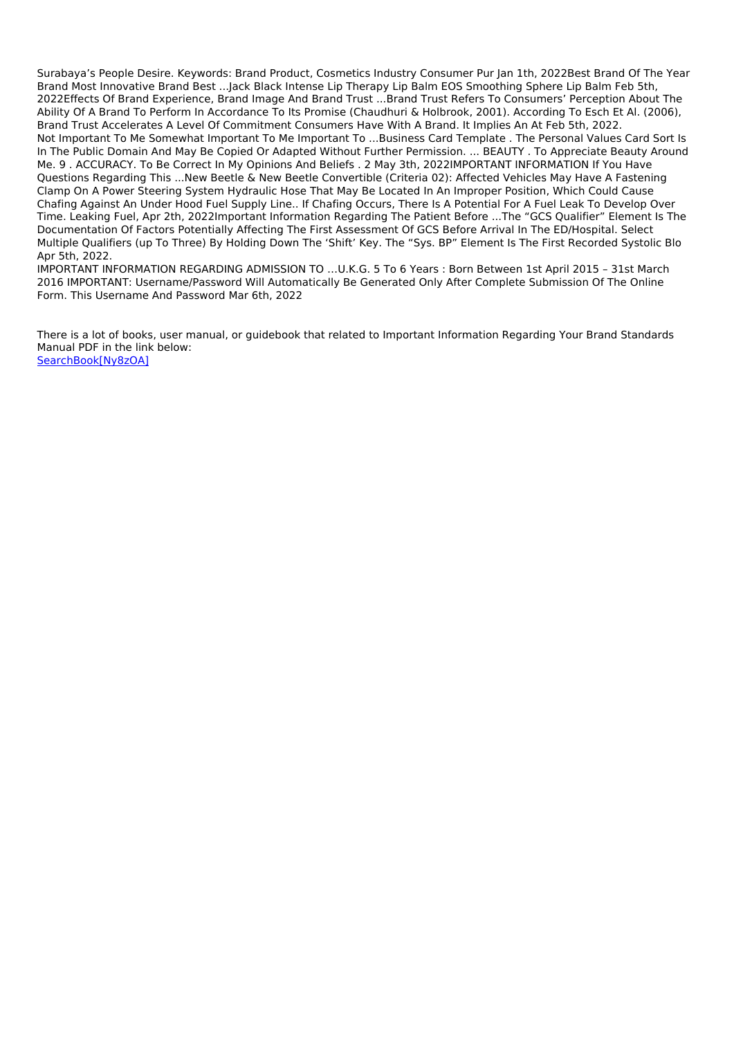Surabaya's People Desire. Keywords: Brand Product, Cosmetics Industry Consumer Pur Jan 1th, 2022Best Brand Of The Year Brand Most Innovative Brand Best ...Jack Black Intense Lip Therapy Lip Balm EOS Smoothing Sphere Lip Balm Feb 5th, 2022Effects Of Brand Experience, Brand Image And Brand Trust ...Brand Trust Refers To Consumers' Perception About The Ability Of A Brand To Perform In Accordance To Its Promise (Chaudhuri & Holbrook, 2001). According To Esch Et Al. (2006), Brand Trust Accelerates A Level Of Commitment Consumers Have With A Brand. It Implies An At Feb 5th, 2022.
Not Important To Me Somewhat Important To Me Important To ...Business Card Template . The Personal Values Card Sort Is In The Public Domain And May Be Copied Or Adapted Without Further Permission. ... BEAUTY . To Appreciate Beauty Around Me. 9 . ACCURACY. To Be Correct In My Opinions And Beliefs . 2 May 3th, 2022IMPORTANT INFORMATION If You Have Questions Regarding This ...New Beetle & New Beetle Convertible (Criteria 02): Affected Vehicles May Have A Fastening Clamp On A Power Steering System Hydraulic Hose That May Be Located In An Improper Position, Which Could Cause Chafing Against An Under Hood Fuel Supply Line.. If Chafing Occurs, There Is A Potential For A Fuel Leak To Develop Over Time. Leaking Fuel, Apr 2th, 2022Important Information Regarding The Patient Before ...The "GCS Qualifier" Element Is The Documentation Of Factors Potentially Affecting The First Assessment Of GCS Before Arrival In The ED/Hospital. Select Multiple Qualifiers (up To Three) By Holding Down The 'Shift' Key. The "Sys. BP" Element Is The First Recorded Systolic Blo Apr 5th, 2022.
IMPORTANT INFORMATION REGARDING ADMISSION TO …U.K.G. 5 To 6 Years : Born Between 1st April 2015 – 31st March 2016 IMPORTANT: Username/Password Will Automatically Be Generated Only After Complete Submission Of The Online Form. This Username And Password Mar 6th, 2022

There is a lot of books, user manual, or guidebook that related to Important Information Regarding Your Brand Standards Manual PDF in the link below:
SearchBook[Ny8zOA]